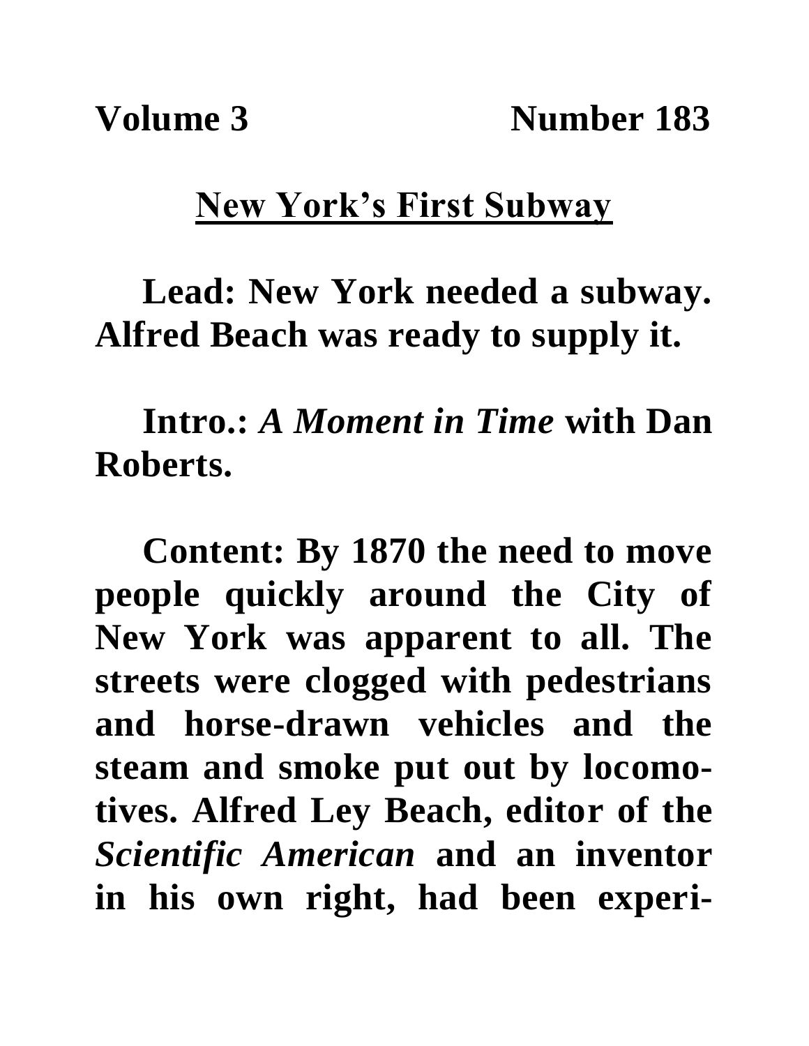**Volume 3 Number 183**

## New York's First Subway

**Lead: New York needed a subway. Alfred Beach was ready to supply it.**

**Intro.: *A Moment in Time* with Dan Roberts.**

**Content: By 1870 the need to move people quickly around the City of New York was apparent to all. The streets were clogged with pedestrians and horse-drawn vehicles and the steam and smoke put out by locomotives. Alfred Ley Beach, editor of the *Scientific American* and an inventor in his own right, had been experi-**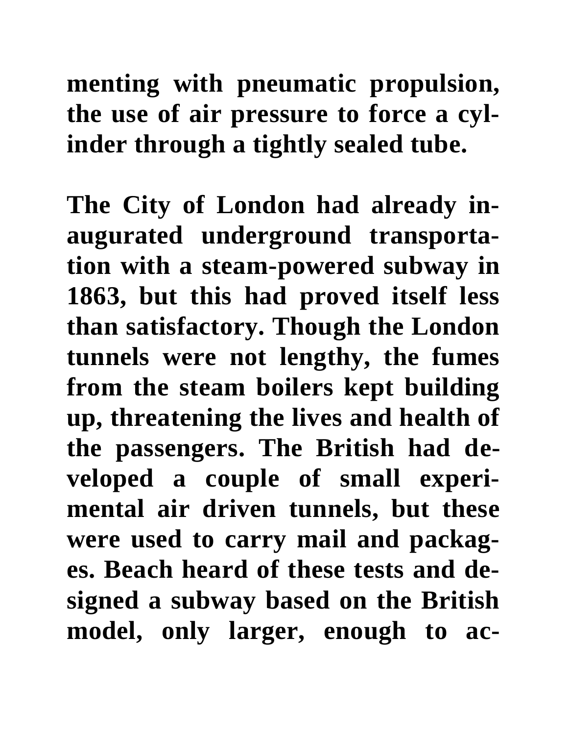menting with pneumatic propulsion, the use of air pressure to force a cylinder through a tightly sealed tube.

The City of London had already inaugurated underground transportation with a steam-powered subway in 1863, but this had proved itself less than satisfactory. Though the London tunnels were not lengthy, the fumes from the steam boilers kept building up, threatening the lives and health of the passengers. The British had developed a couple of small experimental air driven tunnels, but these were used to carry mail and packages. Beach heard of these tests and designed a subway based on the British model, only larger, enough to ac-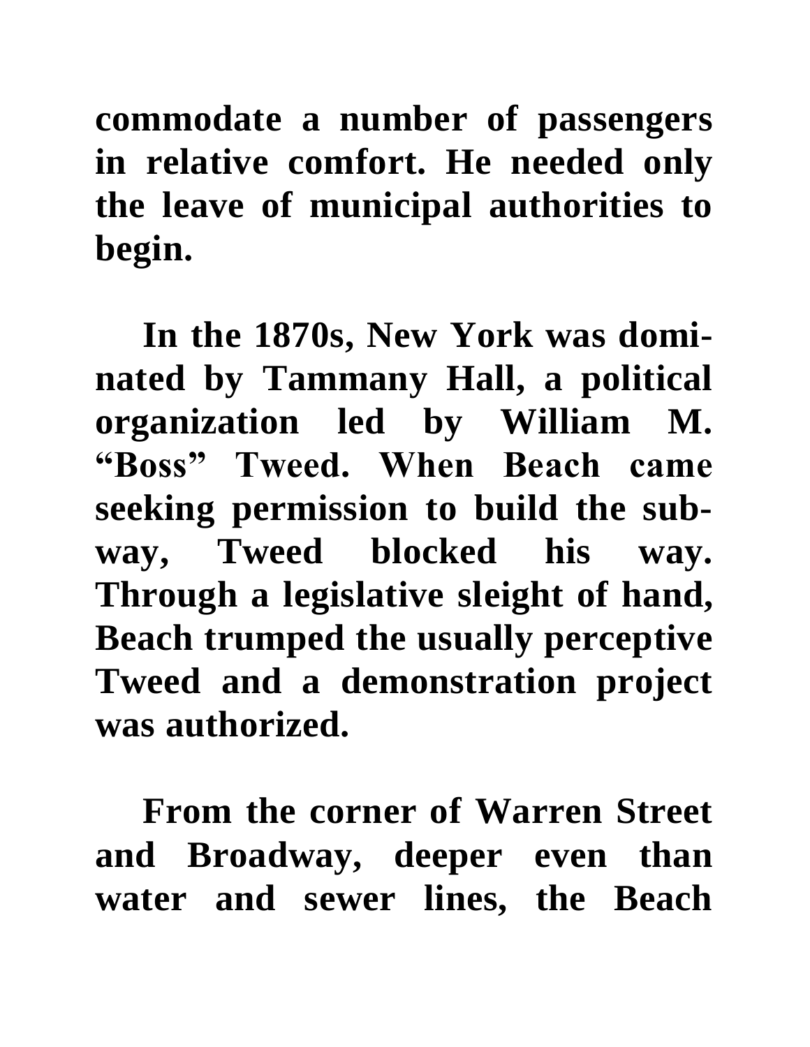commodate a number of passengers in relative comfort. He needed only the leave of municipal authorities to begin.

In the 1870s, New York was dominated by Tammany Hall, a political organization led by William M. “Boss” Tweed. When Beach came seeking permission to build the subway, Tweed blocked his way. Through a legislative sleight of hand, Beach trumped the usually perceptive Tweed and a demonstration project was authorized.

From the corner of Warren Street and Broadway, deeper even than water and sewer lines, the Beach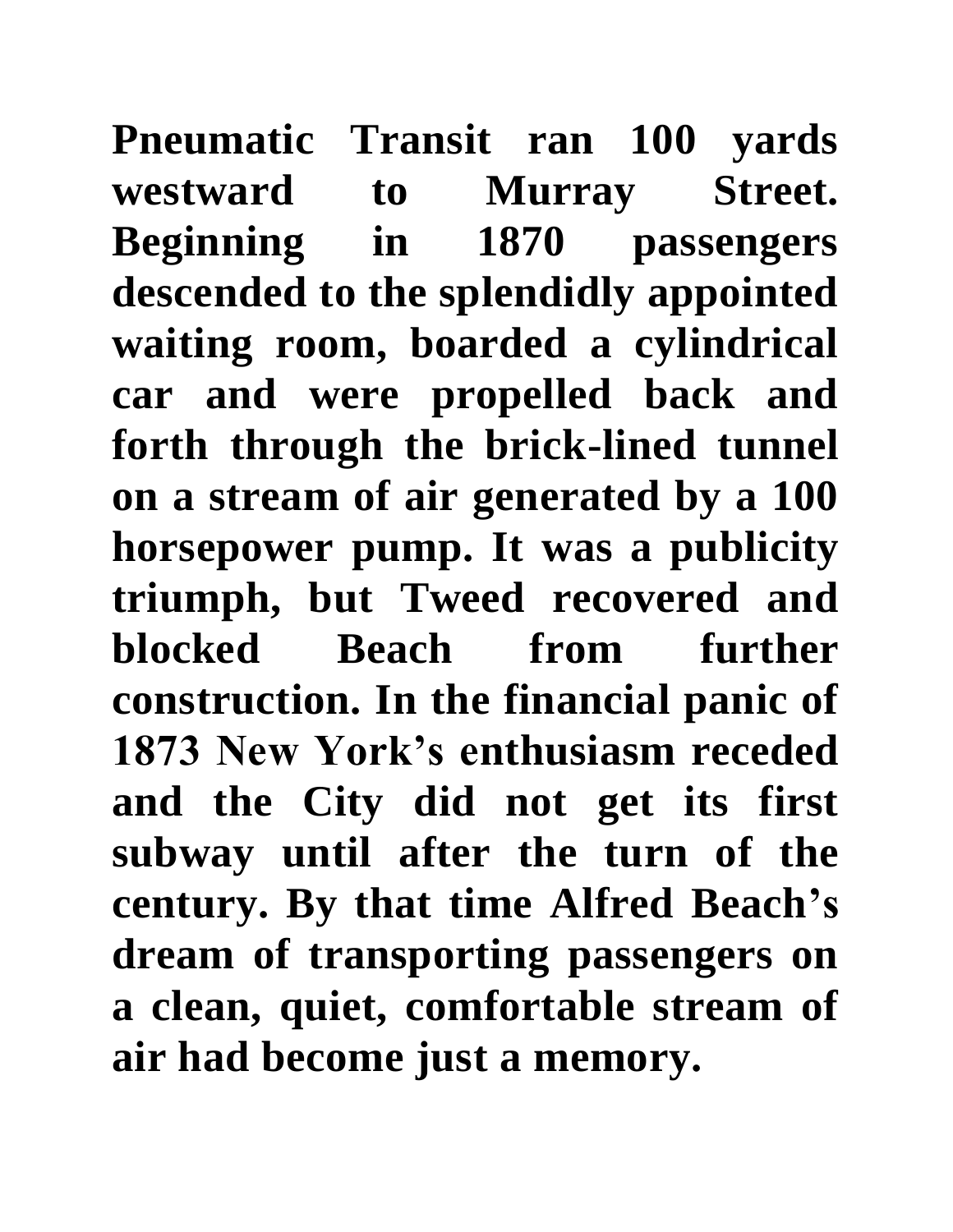**Pneumatic Transit ran 100 yards westward to Murray Street. Beginning in 1870 passengers descended to the splendidly appointed waiting room, boarded a cylindrical car and were propelled back and forth through the brick-lined tunnel on a stream of air generated by a 100 horsepower pump. It was a publicity triumph, but Tweed recovered and blocked Beach from further construction. In the financial panic of 1873 New York's enthusiasm receded and the City did not get its first subway until after the turn of the century. By that time Alfred Beach's dream of transporting passengers on a clean, quiet, comfortable stream of air had become just a memory.**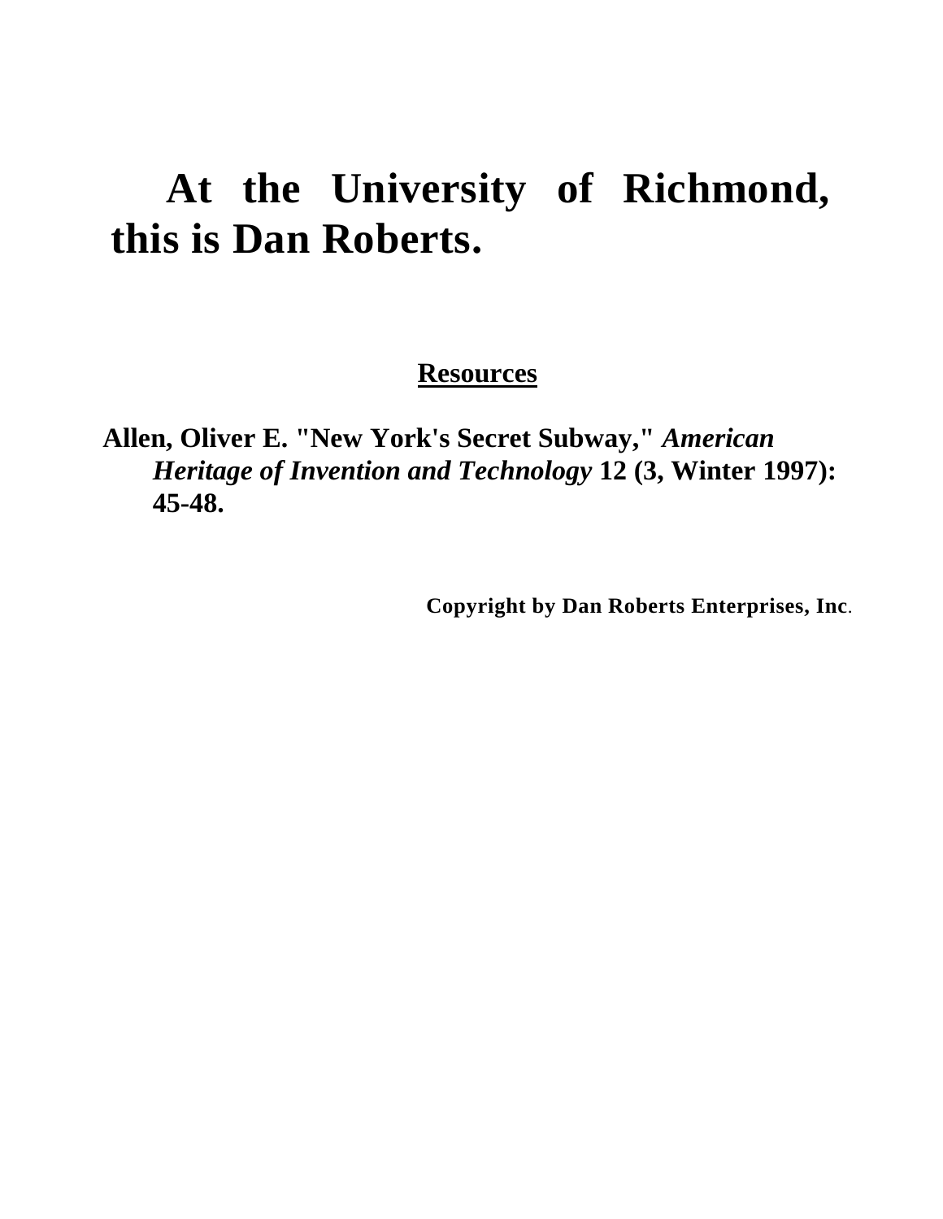**At the University of Richmond, this is Dan Roberts.**

## Resources

**Allen, Oliver E. "New York's Secret Subway,"** ***American Heritage of Invention and Technology*** **12 (3, Winter 1997): 45-48.**

**Copyright by Dan Roberts Enterprises, Inc.**